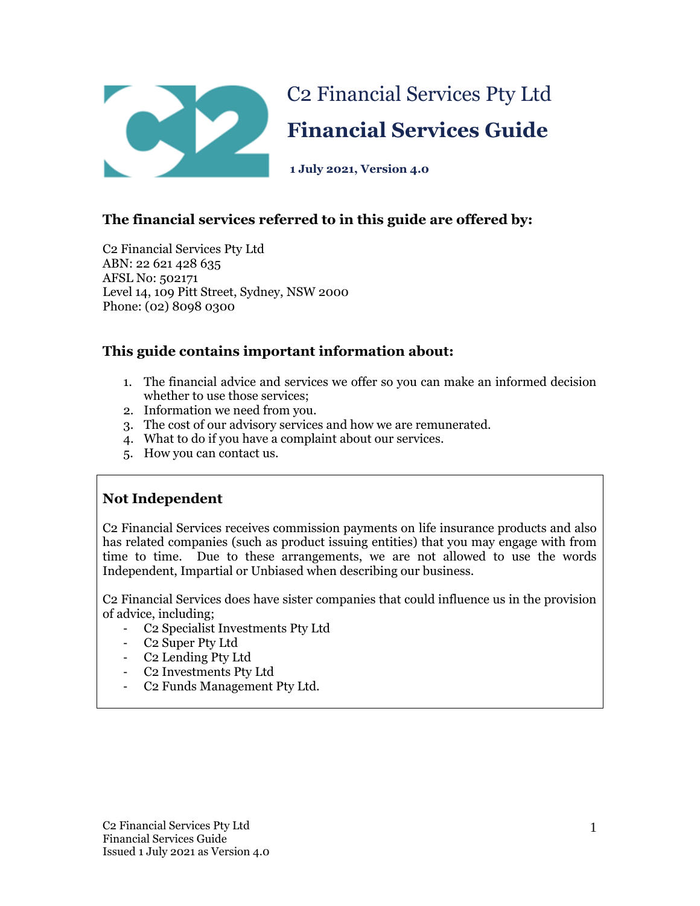# C2 Financial Services Pty Ltd

# Financial Services Guide

**1 July 2021, Version 4.0**

### The financial services referred to in this guide are offered by:

C2 Financial Services Pty Ltd
ABN: 22 621 428 635
AFSL No: 502171
Level 14, 109 Pitt Street, Sydney, NSW 2000
Phone: (02) 8098 0300

### This guide contains important information about:

1. The financial advice and services we offer so you can make an informed decision whether to use those services;
2. Information we need from you.
3. The cost of our advisory services and how we are remunerated.
4. What to do if you have a complaint about our services.
5. How you can contact us.

### Not Independent

C2 Financial Services receives commission payments on life insurance products and also has related companies (such as product issuing entities) that you may engage with from time to time. Due to these arrangements, we are not allowed to use the words Independent, Impartial or Unbiased when describing our business.

C2 Financial Services does have sister companies that could influence us in the provision of advice, including;

- C2 Specialist Investments Pty Ltd
- C2 Super Pty Ltd
- C2 Lending Pty Ltd
- C2 Investments Pty Ltd
- C2 Funds Management Pty Ltd.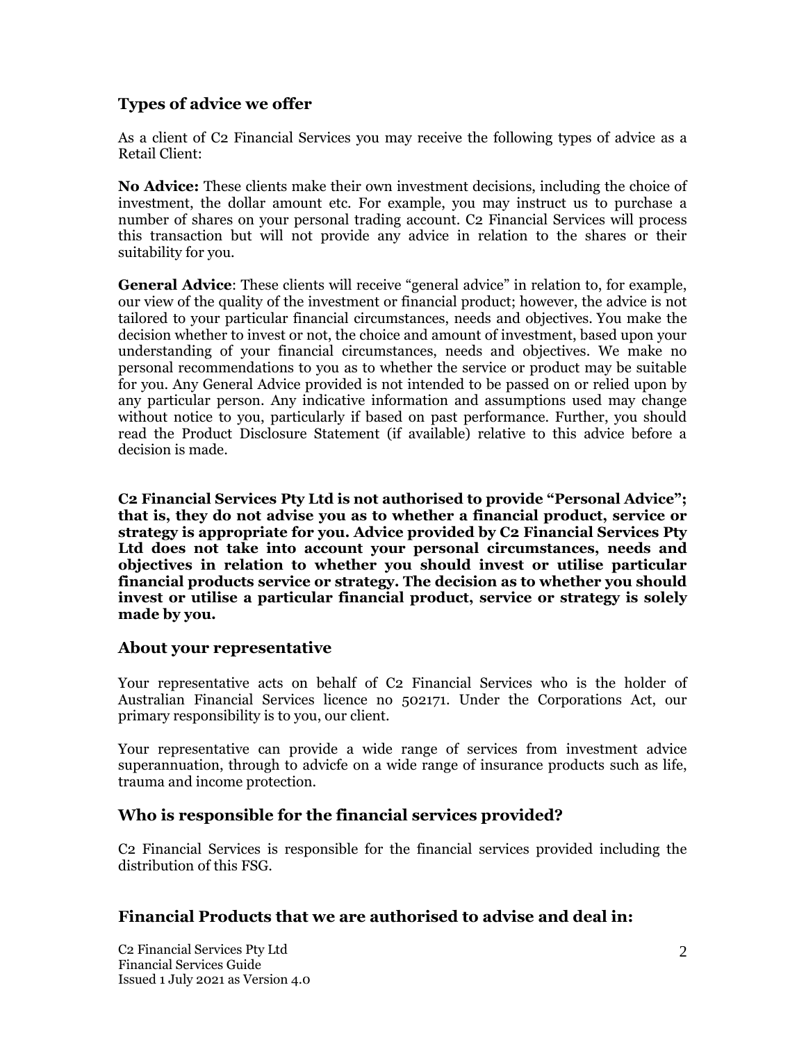## Types of advice we offer

As a client of C2 Financial Services you may receive the following types of advice as a Retail Client:

**No Advice:** These clients make their own investment decisions, including the choice of investment, the dollar amount etc. For example, you may instruct us to purchase a number of shares on your personal trading account. C2 Financial Services will process this transaction but will not provide any advice in relation to the shares or their suitability for you.

**General Advice**: These clients will receive "general advice" in relation to, for example, our view of the quality of the investment or financial product; however, the advice is not tailored to your particular financial circumstances, needs and objectives. You make the decision whether to invest or not, the choice and amount of investment, based upon your understanding of your financial circumstances, needs and objectives. We make no personal recommendations to you as to whether the service or product may be suitable for you. Any General Advice provided is not intended to be passed on or relied upon by any particular person. Any indicative information and assumptions used may change without notice to you, particularly if based on past performance. Further, you should read the Product Disclosure Statement (if available) relative to this advice before a decision is made.

**C2 Financial Services Pty Ltd is not authorised to provide "Personal Advice"; that is, they do not advise you as to whether a financial product, service or strategy is appropriate for you. Advice provided by C2 Financial Services Pty Ltd does not take into account your personal circumstances, needs and objectives in relation to whether you should invest or utilise particular financial products service or strategy. The decision as to whether you should invest or utilise a particular financial product, service or strategy is solely made by you.**

## About your representative

Your representative acts on behalf of C2 Financial Services who is the holder of Australian Financial Services licence no 502171. Under the Corporations Act, our primary responsibility is to you, our client.

Your representative can provide a wide range of services from investment advice superannuation, through to advicfe on a wide range of insurance products such as life, trauma and income protection.

## Who is responsible for the financial services provided?

C2 Financial Services is responsible for the financial services provided including the distribution of this FSG.

## Financial Products that we are authorised to advise and deal in: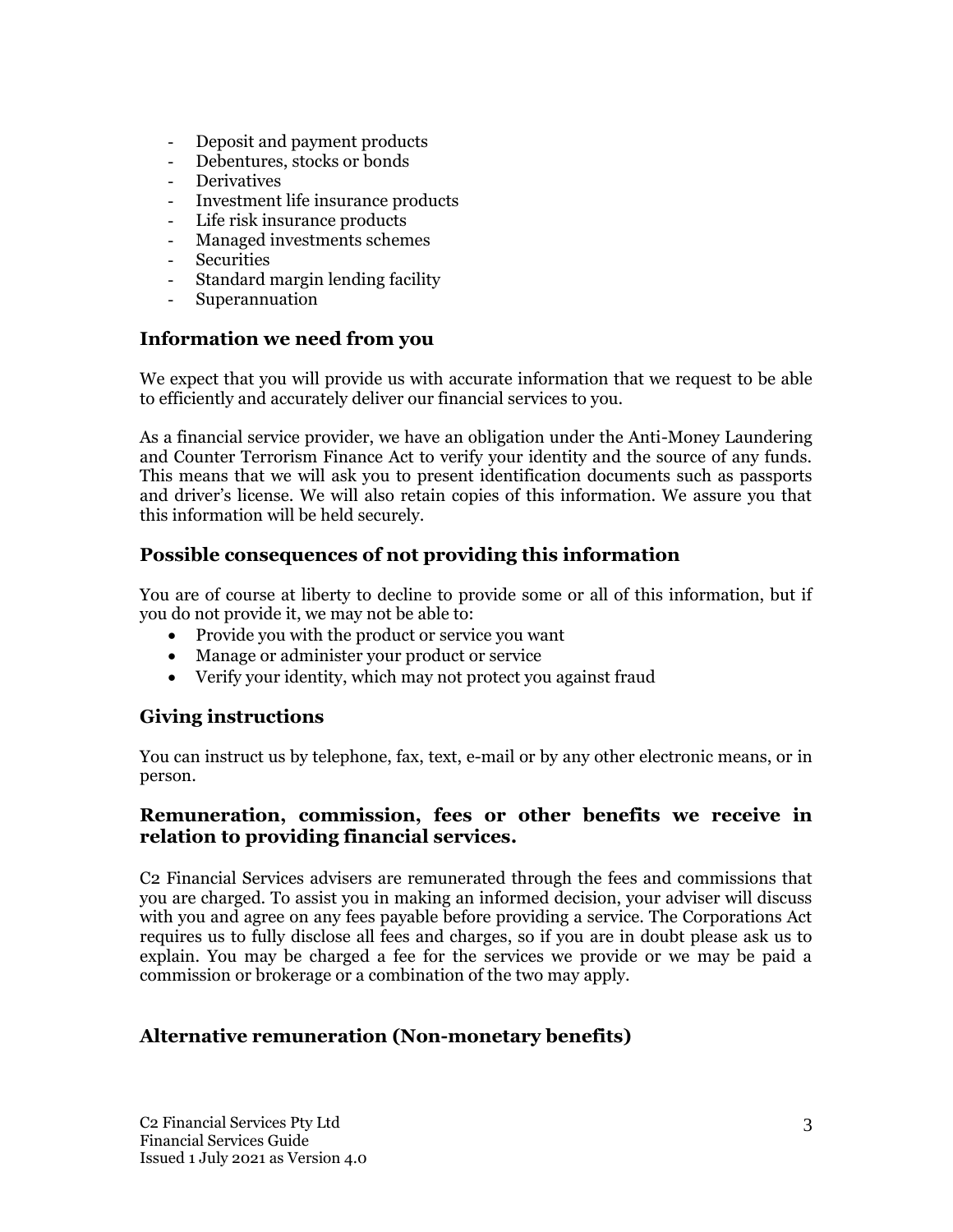- Deposit and payment products
- Debentures, stocks or bonds
- Derivatives
- Investment life insurance products
- Life risk insurance products
- Managed investments schemes
- Securities
- Standard margin lending facility
- Superannuation

## Information we need from you

We expect that you will provide us with accurate information that we request to be able to efficiently and accurately deliver our financial services to you.

As a financial service provider, we have an obligation under the Anti-Money Laundering and Counter Terrorism Finance Act to verify your identity and the source of any funds. This means that we will ask you to present identification documents such as passports and driver's license. We will also retain copies of this information. We assure you that this information will be held securely.

## Possible consequences of not providing this information

You are of course at liberty to decline to provide some or all of this information, but if you do not provide it, we may not be able to:

- Provide you with the product or service you want
- Manage or administer your product or service
- Verify your identity, which may not protect you against fraud

## Giving instructions

You can instruct us by telephone, fax, text, e-mail or by any other electronic means, or in person.

## Remuneration, commission, fees or other benefits we receive in relation to providing financial services.

C2 Financial Services advisers are remunerated through the fees and commissions that you are charged. To assist you in making an informed decision, your adviser will discuss with you and agree on any fees payable before providing a service. The Corporations Act requires us to fully disclose all fees and charges, so if you are in doubt please ask us to explain. You may be charged a fee for the services we provide or we may be paid a commission or brokerage or a combination of the two may apply.

## Alternative remuneration (Non-monetary benefits)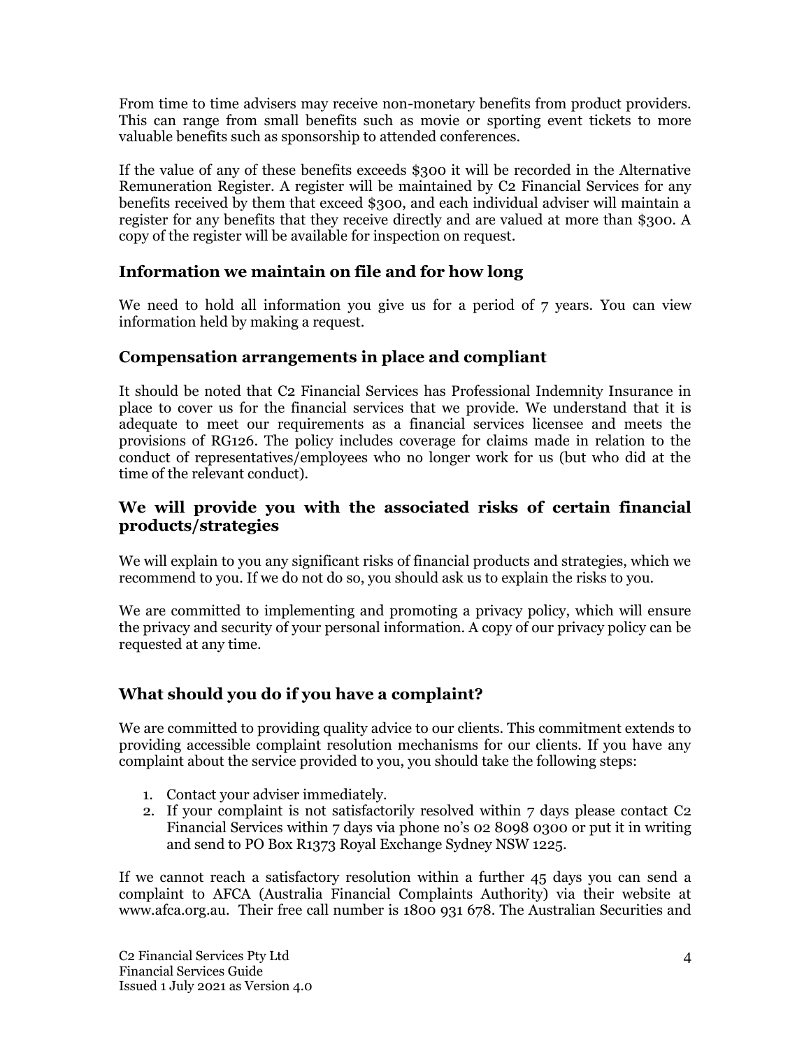From time to time advisers may receive non-monetary benefits from product providers. This can range from small benefits such as movie or sporting event tickets to more valuable benefits such as sponsorship to attended conferences.

If the value of any of these benefits exceeds $300 it will be recorded in the Alternative Remuneration Register. A register will be maintained by C2 Financial Services for any benefits received by them that exceed $300, and each individual adviser will maintain a register for any benefits that they receive directly and are valued at more than $300. A copy of the register will be available for inspection on request.

## Information we maintain on file and for how long

We need to hold all information you give us for a period of 7 years. You can view information held by making a request.

## Compensation arrangements in place and compliant

It should be noted that C2 Financial Services has Professional Indemnity Insurance in place to cover us for the financial services that we provide. We understand that it is adequate to meet our requirements as a financial services licensee and meets the provisions of RG126. The policy includes coverage for claims made in relation to the conduct of representatives/employees who no longer work for us (but who did at the time of the relevant conduct).

## We will provide you with the associated risks of certain financial products/strategies

We will explain to you any significant risks of financial products and strategies, which we recommend to you. If we do not do so, you should ask us to explain the risks to you.

We are committed to implementing and promoting a privacy policy, which will ensure the privacy and security of your personal information. A copy of our privacy policy can be requested at any time.

## What should you do if you have a complaint?

We are committed to providing quality advice to our clients. This commitment extends to providing accessible complaint resolution mechanisms for our clients. If you have any complaint about the service provided to you, you should take the following steps:

1. Contact your adviser immediately.
2. If your complaint is not satisfactorily resolved within 7 days please contact C2 Financial Services within 7 days via phone no's 02 8098 0300 or put it in writing and send to PO Box R1373 Royal Exchange Sydney NSW 1225.

If we cannot reach a satisfactory resolution within a further 45 days you can send a complaint to AFCA (Australia Financial Complaints Authority) via their website at www.afca.org.au. Their free call number is 1800 931 678. The Australian Securities and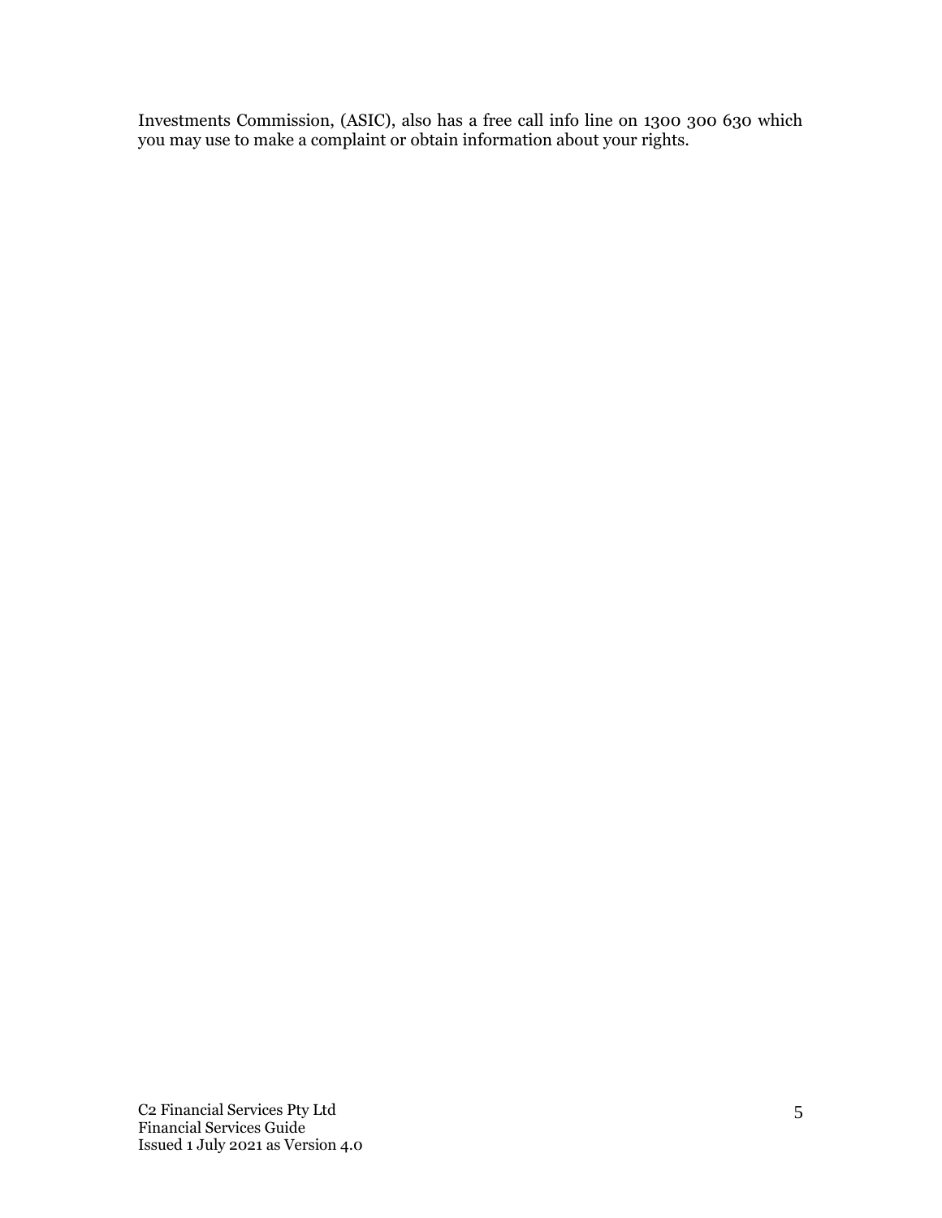Investments Commission, (ASIC), also has a free call info line on 1300 300 630 which you may use to make a complaint or obtain information about your rights.